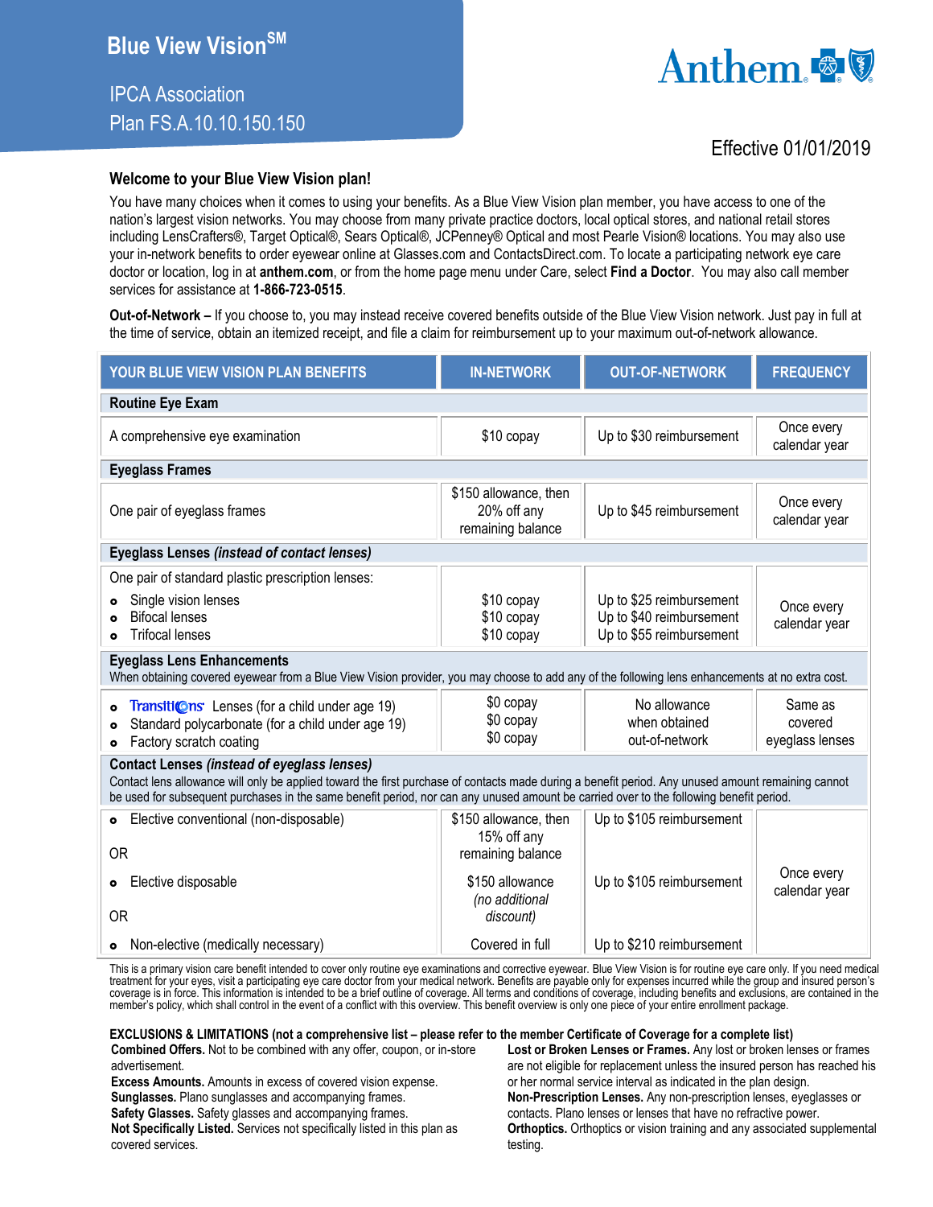# Blue View Vision℠

IPCA Association
Plan FS.A.10.10.150.150

Anthem

Effective 01/01/2019

## Welcome to your Blue View Vision plan!

You have many choices when it comes to using your benefits. As a Blue View Vision plan member, you have access to one of the nation's largest vision networks. You may choose from many private practice doctors, local optical stores, and national retail stores including LensCrafters®, Target Optical®, Sears Optical®, JCPenney® Optical and most Pearle Vision® locations. You may also use your in-network benefits to order eyewear online at Glasses.com and ContactsDirect.com. To locate a participating network eye care doctor or location, log in at **anthem.com**, or from the home page menu under Care, select **Find a Doctor**. You may also call member services for assistance at **1-866-723-0515**.

**Out-of-Network –** If you choose to, you may instead receive covered benefits outside of the Blue View Vision network. Just pay in full at the time of service, obtain an itemized receipt, and file a claim for reimbursement up to your maximum out-of-network allowance.

| YOUR BLUE VIEW VISION PLAN BENEFITS | IN-NETWORK | OUT-OF-NETWORK | FREQUENCY |
|---|---|---|---|
| **Routine Eye Exam** | | | |
| A comprehensive eye examination | $10 copay | Up to $30 reimbursement | Once every calendar year |
| **Eyeglass Frames** | | | |
| One pair of eyeglass frames | $150 allowance, then 20% off any remaining balance | Up to $45 reimbursement | Once every calendar year |
| **Eyeglass Lenses** *(instead of contact lenses)* | | | |
| One pair of standard plastic prescription lenses:<br>• Single vision lenses<br>• Bifocal lenses<br>• Trifocal lenses | <br>$10 copay<br>$10 copay<br>$10 copay | <br>Up to $25 reimbursement<br>Up to $40 reimbursement<br>Up to $55 reimbursement | Once every calendar year |
| **Eyeglass Lens Enhancements**<br>When obtaining covered eyewear from a Blue View Vision provider, you may choose to add any of the following lens enhancements at no extra cost. | | | |
| • Transitions Lenses (for a child under age 19)<br>• Standard polycarbonate (for a child under age 19)<br>• Factory scratch coating | $0 copay<br>$0 copay<br>$0 copay | No allowance when obtained out-of-network | Same as covered eyeglass lenses |
| **Contact Lenses** *(instead of eyeglass lenses)*<br>Contact lens allowance will only be applied toward the first purchase of contacts made during a benefit period. Any unused amount remaining cannot be used for subsequent purchases in the same benefit period, nor can any unused amount be carried over to the following benefit period. | | | |
| • Elective conventional (non-disposable) | $150 allowance, then 15% off any remaining balance | Up to $105 reimbursement | Once every calendar year |
| OR | | | |
| • Elective disposable | $150 allowance *(no additional discount)* | Up to $105 reimbursement | |
| OR | | | |
| • Non-elective (medically necessary) | Covered in full | Up to $210 reimbursement | |

This is a primary vision care benefit intended to cover only routine eye examinations and corrective eyewear. Blue View Vision is for routine eye care only. If you need medical treatment for your eyes, visit a participating eye care doctor from your medical network. Benefits are payable only for expenses incurred while the group and insured person's coverage is in force. This information is intended to be a brief outline of coverage. All terms and conditions of coverage, including benefits and exclusions, are contained in the member's policy, which shall control in the event of a conflict with this overview. This benefit overview is only one piece of your entire enrollment package.

**EXCLUSIONS & LIMITATIONS (not a comprehensive list – please refer to the member Certificate of Coverage for a complete list)**

**Combined Offers.** Not to be combined with any offer, coupon, or in-store advertisement.
**Excess Amounts.** Amounts in excess of covered vision expense.
**Sunglasses.** Plano sunglasses and accompanying frames.
**Safety Glasses.** Safety glasses and accompanying frames.
**Not Specifically Listed.** Services not specifically listed in this plan as covered services.
**Lost or Broken Lenses or Frames.** Any lost or broken lenses or frames are not eligible for replacement unless the insured person has reached his or her normal service interval as indicated in the plan design.
**Non-Prescription Lenses.** Any non-prescription lenses, eyeglasses or contacts. Plano lenses or lenses that have no refractive power.
**Orthoptics.** Orthoptics or vision training and any associated supplemental testing.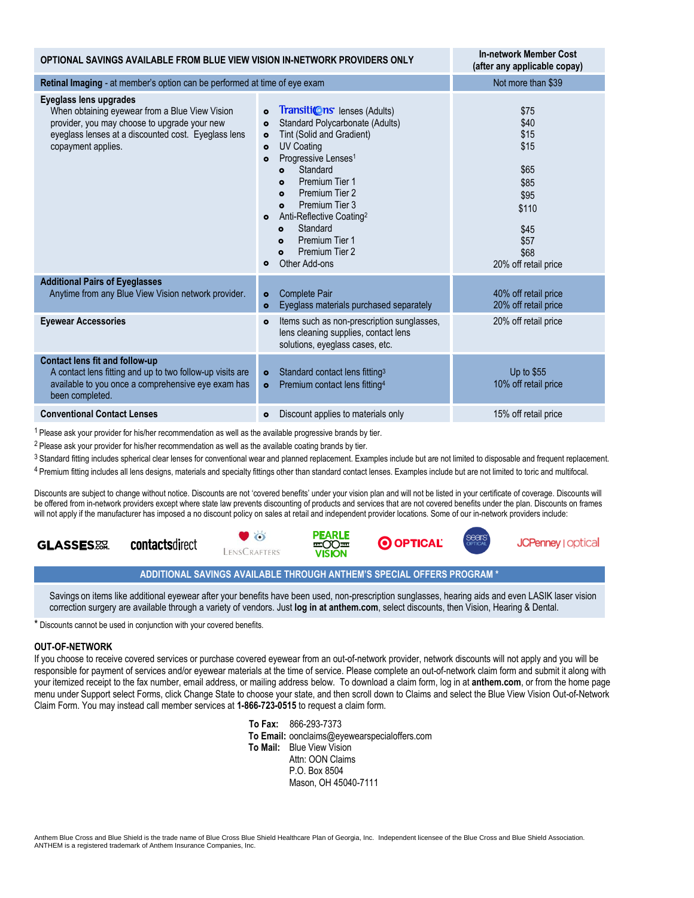| OPTIONAL SAVINGS AVAILABLE FROM BLUE VIEW VISION IN-NETWORK PROVIDERS ONLY | | In-network Member Cost (after any applicable copay) |
|---|---|---|
| **Retinal Imaging** - at member's option can be performed at time of eye exam | | Not more than $39 |
| **Eyeglass lens upgrades** When obtaining eyewear from a Blue View Vision provider, you may choose to upgrade your new eyeglass lenses at a discounted cost. Eyeglass lens copayment applies. | Transitions lenses (Adults) | $75 |
| | Standard Polycarbonate (Adults) | $40 |
| | Tint (Solid and Gradient) | $15 |
| | UV Coating | $15 |
| | Progressive Lenses[1] | |
| | Standard | $65 |
| | Premium Tier 1 | $85 |
| | Premium Tier 2 | $95 |
| | Premium Tier 3 | $110 |
| | Anti-Reflective Coating[2] | |
| | Standard | $45 |
| | Premium Tier 1 | $57 |
| | Premium Tier 2 | $68 |
| | Other Add-ons | 20% off retail price |
| **Additional Pairs of Eyeglasses** Anytime from any Blue View Vision network provider. | Complete Pair | 40% off retail price |
| | Eyeglass materials purchased separately | 20% off retail price |
| **Eyewear Accessories** | Items such as non-prescription sunglasses, lens cleaning supplies, contact lens solutions, eyeglass cases, etc. | 20% off retail price |
| **Contact lens fit and follow-up** A contact lens fitting and up to two follow-up visits are available to you once a comprehensive eye exam has been completed. | Standard contact lens fitting[3] | Up to $55 |
| | Premium contact lens fitting[4] | 10% off retail price |
| **Conventional Contact Lenses** | Discount applies to materials only | 15% off retail price |

[1] Please ask your provider for his/her recommendation as well as the available progressive brands by tier.

[2] Please ask your provider for his/her recommendation as well as the available coating brands by tier.

[3] Standard fitting includes spherical clear lenses for conventional wear and planned replacement. Examples include but are not limited to disposable and frequent replacement.

[4] Premium fitting includes all lens designs, materials and specialty fittings other than standard contact lenses. Examples include but are not limited to toric and multifocal.

Discounts are subject to change without notice. Discounts are not 'covered benefits' under your vision plan and will not be listed in your certificate of coverage. Discounts will be offered from in-network providers except where state law prevents discounting of products and services that are not covered benefits under the plan. Discounts on frames will not apply if the manufacturer has imposed a no discount policy on sales at retail and independent provider locations. Some of our in-network providers include:

GLASSES.COM | contactsdirect | LENSCRAFTERS | PEARLE VISION | OPTICAL | sears OPTICAL | JCPenney | optical

## ADDITIONAL SAVINGS AVAILABLE THROUGH ANTHEM'S SPECIAL OFFERS PROGRAM *

Savings on items like additional eyewear after your benefits have been used, non-prescription sunglasses, hearing aids and even LASIK laser vision correction surgery are available through a variety of vendors. Just **log in at anthem.com**, select discounts, then Vision, Hearing & Dental.

* Discounts cannot be used in conjunction with your covered benefits.

### OUT-OF-NETWORK

If you choose to receive covered services or purchase covered eyewear from an out-of-network provider, network discounts will not apply and you will be responsible for payment of services and/or eyewear materials at the time of service. Please complete an out-of-network claim form and submit it along with your itemized receipt to the fax number, email address, or mailing address below. To download a claim form, log in at **anthem.com**, or from the home page menu under Support select Forms, click Change State to choose your state, and then scroll down to Claims and select the Blue View Vision Out-of-Network Claim Form. You may instead call member services at **1-866-723-0515** to request a claim form.

**To Fax:** 866-293-7373
**To Email:** oonclaims@eyewearspecialoffers.com
**To Mail:** Blue View Vision
Attn: OON Claims
P.O. Box 8504
Mason, OH 45040-7111

Anthem Blue Cross and Blue Shield is the trade name of Blue Cross Blue Shield Healthcare Plan of Georgia, Inc. Independent licensee of the Blue Cross and Blue Shield Association. ANTHEM is a registered trademark of Anthem Insurance Companies, Inc.